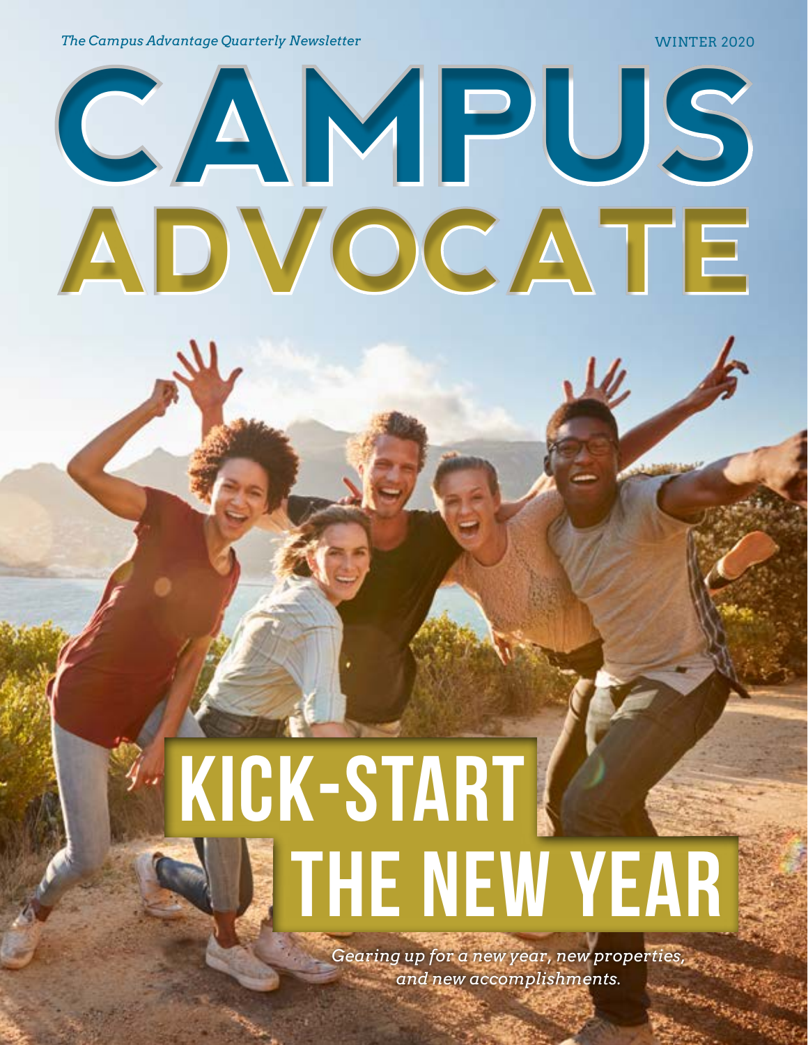*The Campus Advantage Quarterly Newsletter*

WINTER 2020

# CAMPUS ADVOCATE

## KICK-START THE NEW YEAR

*Gearing up for a new year, new properties, and new accomplishments.*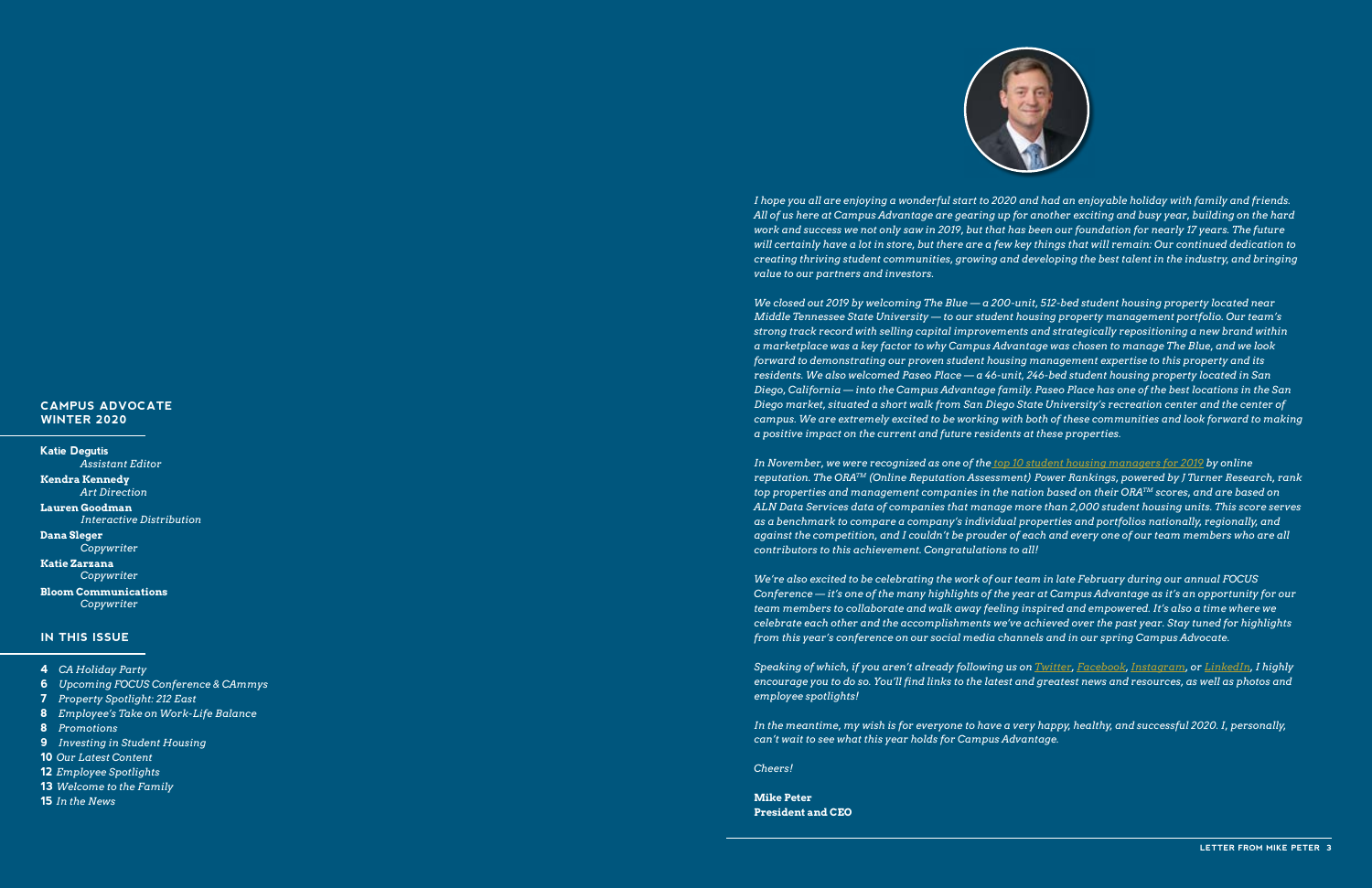## CAMPUS ADVOCATE WINTER 2020

**Katie Degutis**
*Assistant Editor*

**Kendra Kennedy**
*Art Direction*

**Lauren Goodman**
*Interactive Distribution*

**Dana Sleger**
*Copywriter*

**Katie Zarzana**
*Copywriter*

**Bloom Communications**
*Copywriter*

## IN THIS ISSUE

- **4** *CA Holiday Party*
- **6** *Upcoming FOCUS Conference & CAmmys*
- **7** *Property Spotlight: 212 East*
- **8** *Employee's Take on Work-Life Balance*
- **8** *Promotions*
- **9** *Investing in Student Housing*
- **10** *Our Latest Content*
- **12** *Employee Spotlights*
- **13** *Welcome to the Family*
- **15** *In the News*

*I hope you all are enjoying a wonderful start to 2020 and had an enjoyable holiday with family and friends. All of us here at Campus Advantage are gearing up for another exciting and busy year, building on the hard work and success we not only saw in 2019, but that has been our foundation for nearly 17 years. The future will certainly have a lot in store, but there are a few key things that will remain: Our continued dedication to creating thriving student communities, growing and developing the best talent in the industry, and bringing value to our partners and investors.*

*We closed out 2019 by welcoming The Blue — a 200-unit, 512-bed student housing property located near Middle Tennessee State University — to our student housing property management portfolio. Our team's strong track record with selling capital improvements and strategically repositioning a new brand within a marketplace was a key factor to why Campus Advantage was chosen to manage The Blue, and we look forward to demonstrating our proven student housing management expertise to this property and its residents. We also welcomed Paseo Place — a 46-unit, 246-bed student housing property located in San Diego, California — into the Campus Advantage family. Paseo Place has one of the best locations in the San Diego market, situated a short walk from San Diego State University's recreation center and the center of campus. We are extremely excited to be working with both of these communities and look forward to making a positive impact on the current and future residents at these properties.*

*In November, we were recognized as one of the top 10 student housing managers for 2019 by online reputation. The ORA™ (Online Reputation Assessment) Power Rankings, powered by J Turner Research, rank top properties and management companies in the nation based on their ORA™ scores, and are based on ALN Data Services data of companies that manage more than 2,000 student housing units. This score serves as a benchmark to compare a company's individual properties and portfolios nationally, regionally, and against the competition, and I couldn't be prouder of each and every one of our team members who are all contributors to this achievement. Congratulations to all!*

*We're also excited to be celebrating the work of our team in late February during our annual FOCUS Conference — it's one of the many highlights of the year at Campus Advantage as it's an opportunity for our team members to collaborate and walk away feeling inspired and empowered. It's also a time where we celebrate each other and the accomplishments we've achieved over the past year. Stay tuned for highlights from this year's conference on our social media channels and in our spring Campus Advocate.*

*Speaking of which, if you aren't already following us on Twitter, Facebook, Instagram, or LinkedIn, I highly encourage you to do so. You'll find links to the latest and greatest news and resources, as well as photos and employee spotlights!*

*In the meantime, my wish is for everyone to have a very happy, healthy, and successful 2020. I, personally, can't wait to see what this year holds for Campus Advantage.*

*Cheers!*

**Mike Peter**
**President and CEO**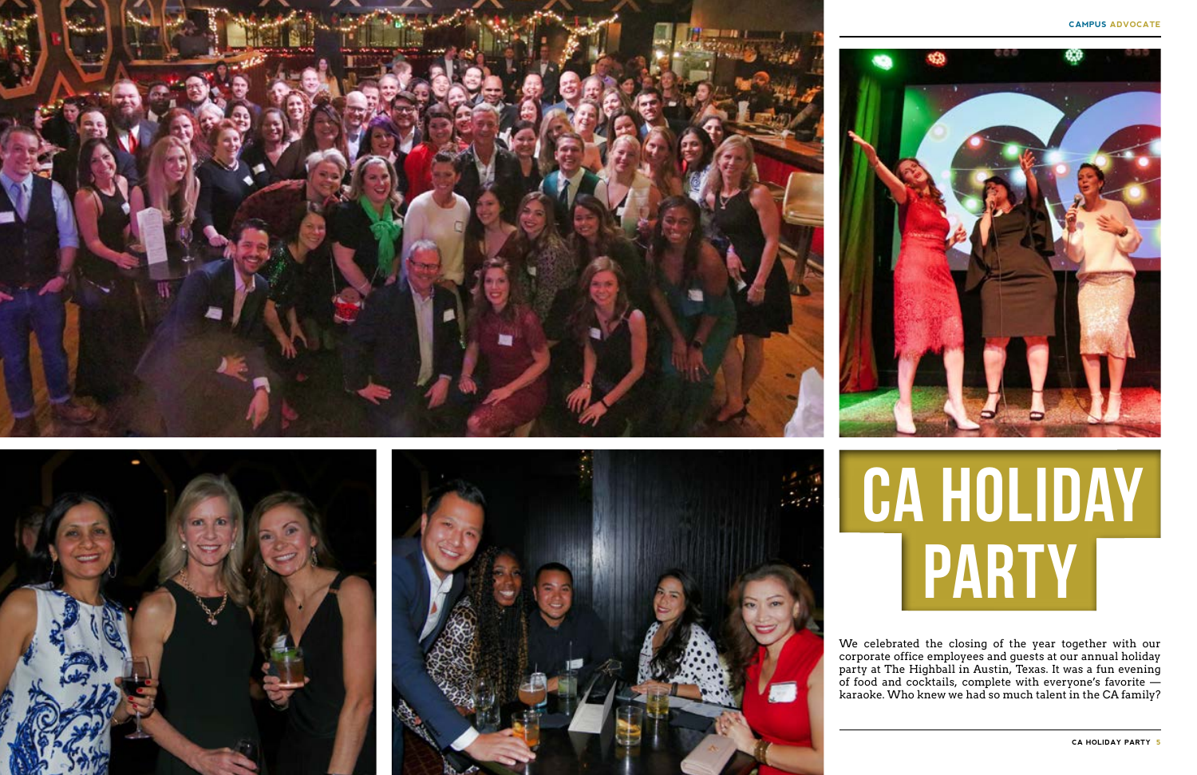# CA HOLIDAY PARTY

We celebrated the closing of the year together with our corporate office employees and guests at our annual holiday party at The Highball in Austin, Texas. It was a fun evening of food and cocktails, complete with everyone's favorite — karaoke. Who knew we had so much talent in the CA family?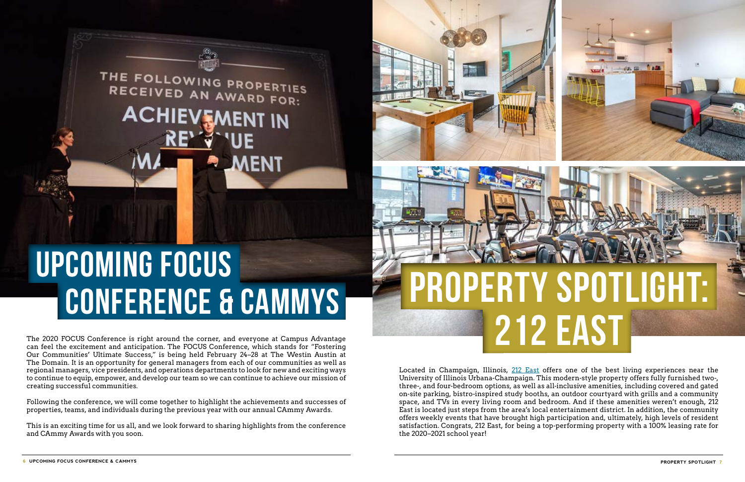# UPCOMING FOCUS CONFERENCE & CAMMYS

The 2020 FOCUS Conference is right around the corner, and everyone at Campus Advantage can feel the excitement and anticipation. The FOCUS Conference, which stands for "Fostering Our Communities' Ultimate Success," is being held February 24–28 at The Westin Austin at The Domain. It is an opportunity for general managers from each of our communities as well as regional managers, vice presidents, and operations departments to look for new and exciting ways to continue to equip, empower, and develop our team so we can continue to achieve our mission of creating successful communities.

Following the conference, we will come together to highlight the achievements and successes of properties, teams, and individuals during the previous year with our annual CAmmy Awards.

This is an exciting time for us all, and we look forward to sharing highlights from the conference and CAmmy Awards with you soon.

# PROPERTY SPOTLIGHT: 212 EAST

Located in Champaign, Illinois, 212 East offers one of the best living experiences near the University of Illinois Urbana-Champaign. This modern-style property offers fully furnished two-, three-, and four-bedroom options, as well as all-inclusive amenities, including covered and gated on-site parking, bistro-inspired study booths, an outdoor courtyard with grills and a community space, and TVs in every living room and bedroom. And if these amenities weren't enough, 212 East is located just steps from the area's local entertainment district. In addition, the community offers weekly events that have brought high participation and, ultimately, high levels of resident satisfaction. Congrats, 212 East, for being a top-performing property with a 100% leasing rate for the 2020–2021 school year!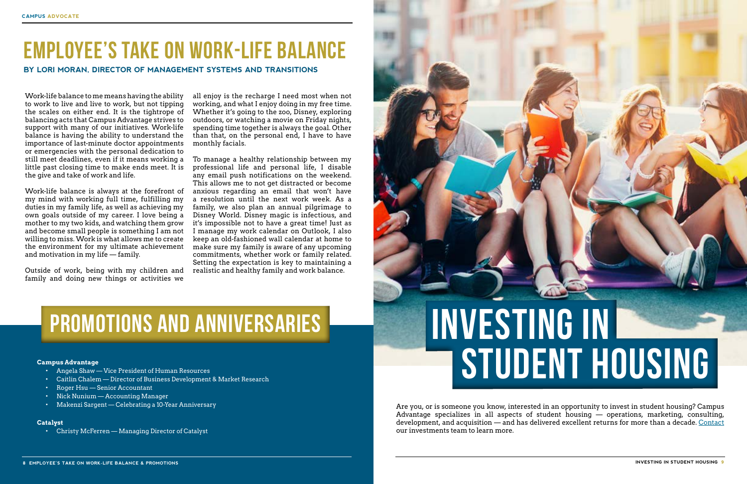# EMPLOYEE'S TAKE ON WORK-LIFE BALANCE

**BY LORI MORAN, DIRECTOR OF MANAGEMENT SYSTEMS AND TRANSITIONS**

Work-life balance to me means having the ability to work to live and live to work, but not tipping the scales on either end. It is the tightrope of balancing acts that Campus Advantage strives to support with many of our initiatives. Work-life balance is having the ability to understand the importance of last-minute doctor appointments or emergencies with the personal dedication to still meet deadlines, even if it means working a little past closing time to make ends meet. It is the give and take of work and life.

Work-life balance is always at the forefront of my mind with working full time, fulfilling my duties in my family life, as well as achieving my own goals outside of my career. I love being a mother to my two kids, and watching them grow and become small people is something I am not willing to miss. Work is what allows me to create the environment for my ultimate achievement and motivation in my life — family.

Outside of work, being with my children and family and doing new things or activities we all enjoy is the recharge I need most when not working, and what I enjoy doing in my free time. Whether it's going to the zoo, Disney, exploring outdoors, or watching a movie on Friday nights, spending time together is always the goal. Other than that, on the personal end, I have to have monthly facials.

To manage a healthy relationship between my professional life and personal life, I disable any email push notifications on the weekend. This allows me to not get distracted or become anxious regarding an email that won't have a resolution until the next work week. As a family, we also plan an annual pilgrimage to Disney World. Disney magic is infectious, and it's impossible not to have a great time! Just as I manage my work calendar on Outlook, I also keep an old-fashioned wall calendar at home to make sure my family is aware of any upcoming commitments, whether work or family related. Setting the expectation is key to maintaining a realistic and healthy family and work balance.

# PROMOTIONS AND ANNIVERSARIES

**Campus Advantage**

- Angela Shaw — Vice President of Human Resources
- Caitlin Chalem — Director of Business Development & Market Research
- Roger Hsu — Senior Accountant
- Nick Nunium — Accounting Manager
- Makenzi Sargent — Celebrating a 10-Year Anniversary

**Catalyst**

- Christy McFerren — Managing Director of Catalyst

# INVESTING IN STUDENT HOUSING

Are you, or is someone you know, interested in an opportunity to invest in student housing? Campus Advantage specializes in all aspects of student housing — operations, marketing, consulting, development, and acquisition — and has delivered excellent returns for more than a decade. Contact our investments team to learn more.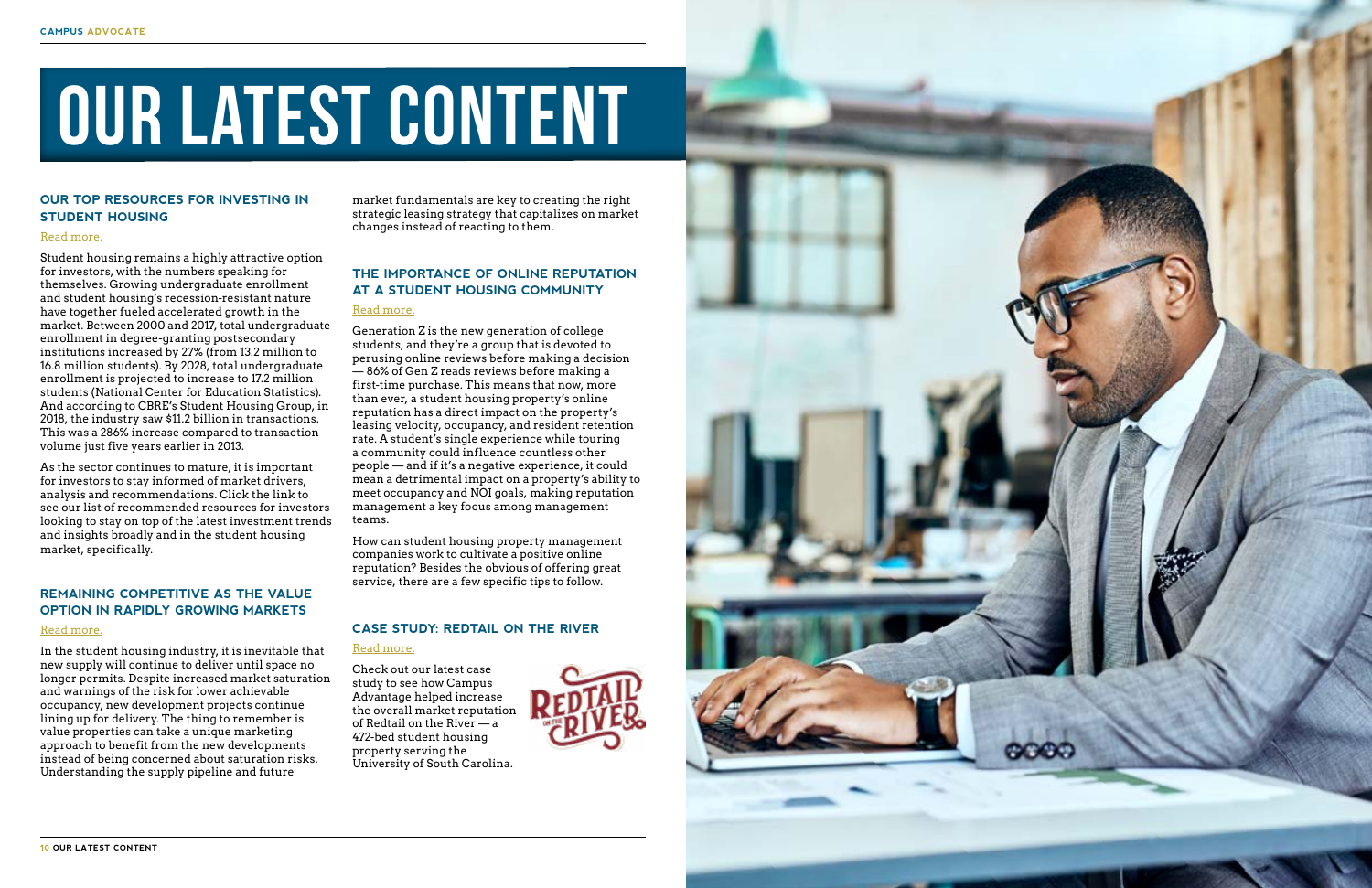# OUR LATEST CONTENT

## OUR TOP RESOURCES FOR INVESTING IN STUDENT HOUSING

Read more.

Student housing remains a highly attractive option for investors, with the numbers speaking for themselves. Growing undergraduate enrollment and student housing's recession-resistant nature have together fueled accelerated growth in the market. Between 2000 and 2017, total undergraduate enrollment in degree-granting postsecondary institutions increased by 27% (from 13.2 million to 16.8 million students). By 2028, total undergraduate enrollment is projected to increase to 17.2 million students (National Center for Education Statistics). And according to CBRE's Student Housing Group, in 2018, the industry saw $11.2 billion in transactions. This was a 286% increase compared to transaction volume just five years earlier in 2013.

As the sector continues to mature, it is important for investors to stay informed of market drivers, analysis and recommendations. Click the link to see our list of recommended resources for investors looking to stay on top of the latest investment trends and insights broadly and in the student housing market, specifically.

## REMAINING COMPETITIVE AS THE VALUE OPTION IN RAPIDLY GROWING MARKETS

Read more.

In the student housing industry, it is inevitable that new supply will continue to deliver until space no longer permits. Despite increased market saturation and warnings of the risk for lower achievable occupancy, new development projects continue lining up for delivery. The thing to remember is value properties can take a unique marketing approach to benefit from the new developments instead of being concerned about saturation risks. Understanding the supply pipeline and future market fundamentals are key to creating the right strategic leasing strategy that capitalizes on market changes instead of reacting to them.

## THE IMPORTANCE OF ONLINE REPUTATION AT A STUDENT HOUSING COMMUNITY

Read more.

Generation Z is the new generation of college students, and they're a group that is devoted to perusing online reviews before making a decision — 86% of Gen Z reads reviews before making a first-time purchase. This means that now, more than ever, a student housing property's online reputation has a direct impact on the property's leasing velocity, occupancy, and resident retention rate. A student's single experience while touring a community could influence countless other people — and if it's a negative experience, it could mean a detrimental impact on a property's ability to meet occupancy and NOI goals, making reputation management a key focus among management teams.

How can student housing property management companies work to cultivate a positive online reputation? Besides the obvious of offering great service, there are a few specific tips to follow.

## CASE STUDY: REDTAIL ON THE RIVER

Read more.

Check out our latest case study to see how Campus Advantage helped increase the overall market reputation of Redtail on the River — a 472-bed student housing property serving the University of South Carolina.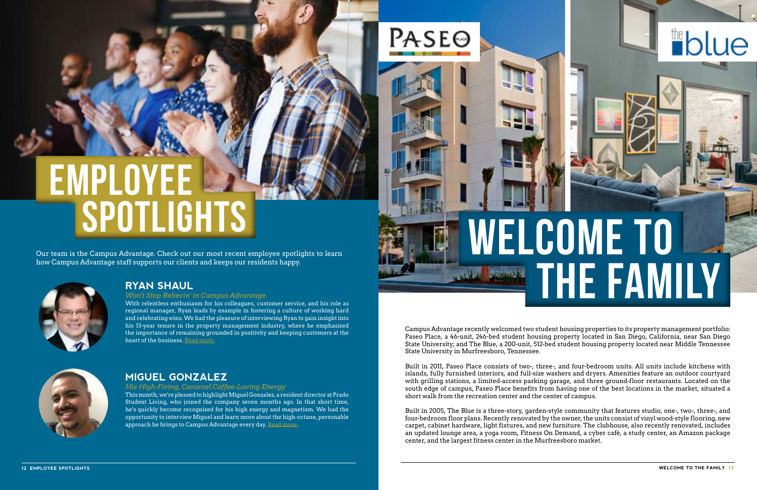# EMPLOYEE SPOTLIGHTS

Our team is the Campus Advantage. Check out our most recent employee spotlights to learn how Campus Advantage staff supports our clients and keeps our residents happy.

## RYAN SHAUL

*Won't Stop Believin' in Campus Advantage*

With relentless enthusiasm for his colleagues, customer service, and his role as regional manager, Ryan leads by example in fostering a culture of working hard and celebrating wins. We had the pleasure of interviewing Ryan to gain insight into his 13-year tenure in the property management industry, where he emphasized the importance of remaining grounded in positivity and keeping customers at the heart of the business. Read more.

## MIGUEL GONZALEZ

*His High-Fiving, Caramel Coffee-Loving Energy*

This month, we're pleased to highlight Miguel Gonzalez, a resident director at Prado Student Living, who joined the company seven months ago. In that short time, he's quickly become recognized for his high energy and magnetism. We had the opportunity to interview Miguel and learn more about the high-octane, personable approach he brings to Campus Advantage every day. Read more.

# WELCOME TO THE FAMILY

Campus Advantage recently welcomed two student housing properties to its property management portfolio: Paseo Place, a 46-unit, 246-bed student housing property located in San Diego, California, near San Diego State University; and The Blue, a 200-unit, 512-bed student housing property located near Middle Tennessee State University in Murfreesboro, Tennessee.

Built in 2011, Paseo Place consists of two-, three-, and four-bedroom units. All units include kitchens with islands, fully furnished interiors, and full-size washers and dryers. Amenities feature an outdoor courtyard with grilling stations, a limited-access parking garage, and three ground-floor restaurants. Located on the south edge of campus, Paseo Place benefits from having one of the best locations in the market, situated a short walk from the recreation center and the center of campus.

Built in 2005, The Blue is a three-story, garden-style community that features studio, one-, two-, three-, and four-bedroom floor plans. Recently renovated by the owner, the units consist of vinyl wood-style flooring, new carpet, cabinet hardware, light fixtures, and new furniture. The clubhouse, also recently renovated, includes an updated lounge area, a yoga room, Fitness On Demand, a cyber café, a study center, an Amazon package center, and the largest fitness center in the Murfreesboro market.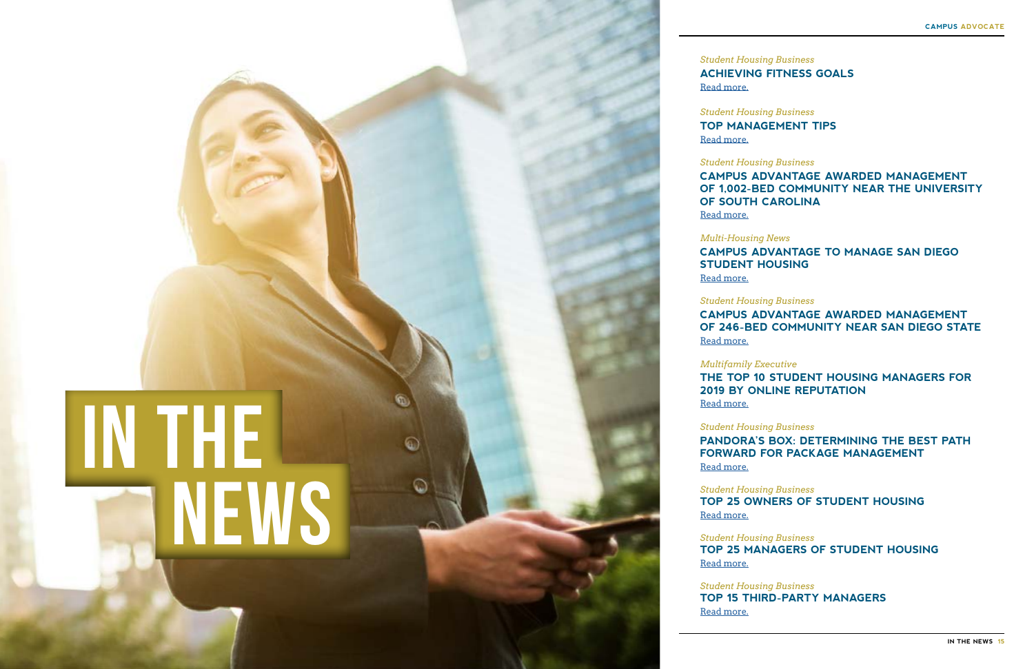# IN THE NEWS

*Student Housing Business*

**ACHIEVING FITNESS GOALS**

Read more.

*Student Housing Business*

**TOP MANAGEMENT TIPS**

Read more.

*Student Housing Business*

**CAMPUS ADVANTAGE AWARDED MANAGEMENT OF 1,002-BED COMMUNITY NEAR THE UNIVERSITY OF SOUTH CAROLINA**

Read more.

*Multi-Housing News*

**CAMPUS ADVANTAGE TO MANAGE SAN DIEGO STUDENT HOUSING**

Read more.

*Student Housing Business*

**CAMPUS ADVANTAGE AWARDED MANAGEMENT OF 246-BED COMMUNITY NEAR SAN DIEGO STATE**

Read more.

*Multifamily Executive*

**THE TOP 10 STUDENT HOUSING MANAGERS FOR 2019 BY ONLINE REPUTATION**

Read more.

*Student Housing Business*

**PANDORA'S BOX: DETERMINING THE BEST PATH FORWARD FOR PACKAGE MANAGEMENT**

Read more.

*Student Housing Business*

**TOP 25 OWNERS OF STUDENT HOUSING**

Read more.

*Student Housing Business*

**TOP 25 MANAGERS OF STUDENT HOUSING**

Read more.

*Student Housing Business*

**TOP 15 THIRD-PARTY MANAGERS**

Read more.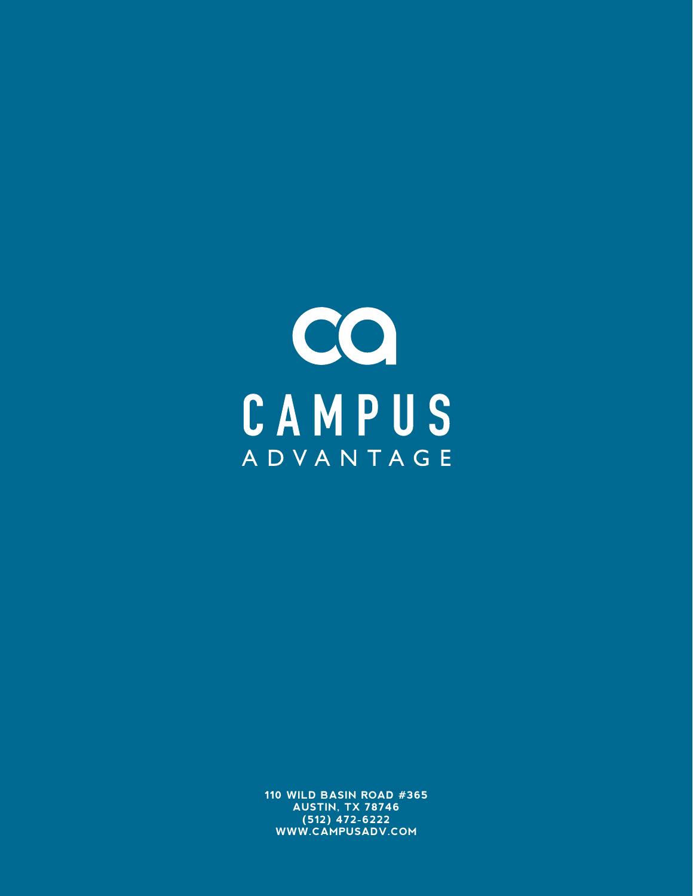CAMPUS ADVANTAGE

110 WILD BASIN ROAD #365
AUSTIN, TX 78746
(512) 472-6222
WWW.CAMPUSADV.COM